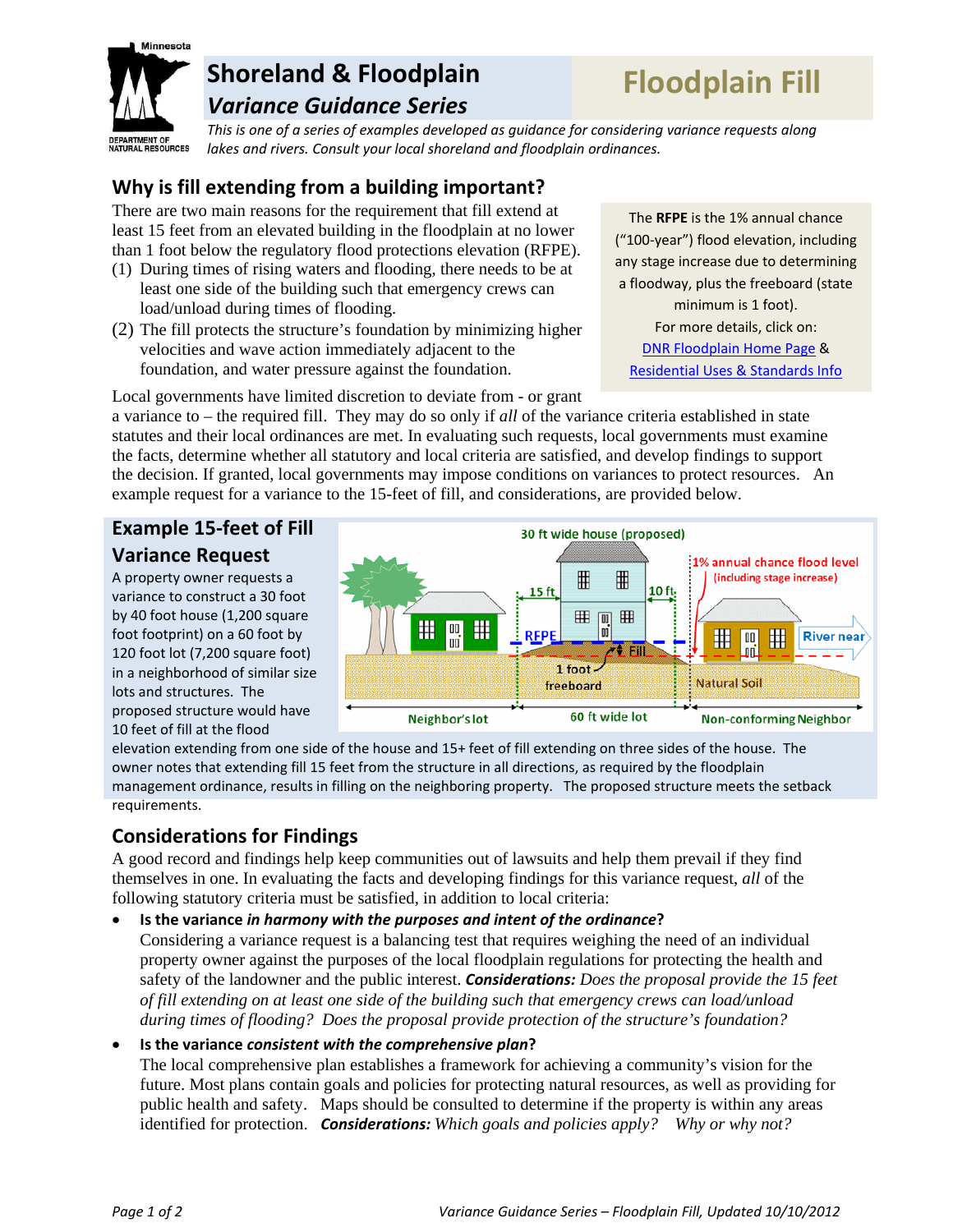# Shoreland & Floodplain *Variance Guidance Series*

# Floodplain Fill

*This is one of a series of examples developed as guidance for considering variance requests along lakes and rivers. Consult your local shoreland and floodplain ordinances.*

## Why is fill extending from a building important?

There are two main reasons for the requirement that fill extend at least 15 feet from an elevated building in the floodplain at no lower than 1 foot below the regulatory flood protections elevation (RFPE).

(1) During times of rising waters and flooding, there needs to be at least one side of the building such that emergency crews can load/unload during times of flooding.

(2) The fill protects the structure's foundation by minimizing higher velocities and wave action immediately adjacent to the foundation, and water pressure against the foundation.

The **RFPE** is the 1% annual chance ("100-year") flood elevation, including any stage increase due to determining a floodway, plus the freeboard (state minimum is 1 foot).
For more details, click on:
DNR Floodplain Home Page &
Residential Uses & Standards Info

Local governments have limited discretion to deviate from - or grant a variance to – the required fill. They may do so only if *all* of the variance criteria established in state statutes and their local ordinances are met. In evaluating such requests, local governments must examine the facts, determine whether all statutory and local criteria are satisfied, and develop findings to support the decision. If granted, local governments may impose conditions on variances to protect resources. An example request for a variance to the 15-feet of fill, and considerations, are provided below.

## Example 15-feet of Fill Variance Request

A property owner requests a variance to construct a 30 foot by 40 foot house (1,200 square foot footprint) on a 60 foot by 120 foot lot (7,200 square foot) in a neighborhood of similar size lots and structures. The proposed structure would have 10 feet of fill at the flood elevation extending from one side of the house and 15+ feet of fill extending on three sides of the house. The owner notes that extending fill 15 feet from the structure in all directions, as required by the floodplain management ordinance, results in filling on the neighboring property. The proposed structure meets the setback requirements.

## Considerations for Findings

A good record and findings help keep communities out of lawsuits and help them prevail if they find themselves in one. In evaluating the facts and developing findings for this variance request, *all* of the following statutory criteria must be satisfied, in addition to local criteria:

- **Is the variance *in harmony with the purposes and intent of the ordinance*?**
  Considering a variance request is a balancing test that requires weighing the need of an individual property owner against the purposes of the local floodplain regulations for protecting the health and safety of the landowner and the public interest. ***Considerations:*** *Does the proposal provide the 15 feet of fill extending on at least one side of the building such that emergency crews can load/unload during times of flooding? Does the proposal provide protection of the structure's foundation?*

- **Is the variance *consistent with the comprehensive plan*?**
  The local comprehensive plan establishes a framework for achieving a community's vision for the future. Most plans contain goals and policies for protecting natural resources, as well as providing for public health and safety. Maps should be consulted to determine if the property is within any areas identified for protection. ***Considerations:*** *Which goals and policies apply? Why or why not?*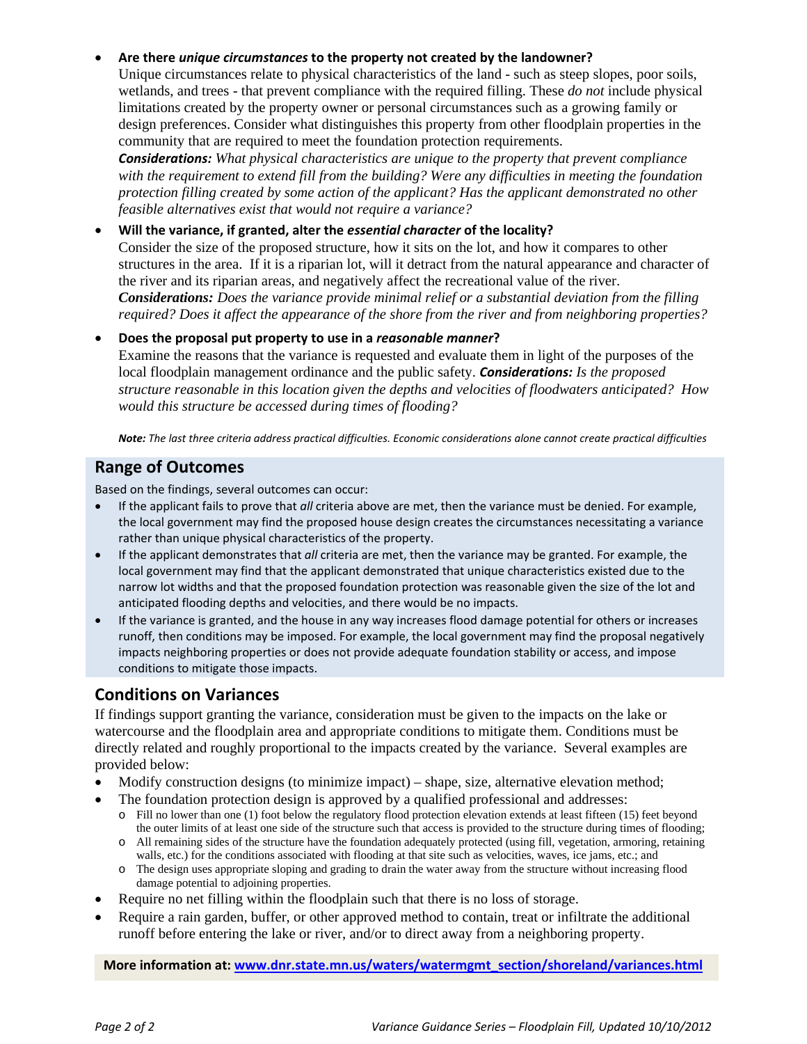- **Are there *unique circumstances* to the property not created by the landowner?**
  Unique circumstances relate to physical characteristics of the land - such as steep slopes, poor soils, wetlands, and trees - that prevent compliance with the required filling. These *do not* include physical limitations created by the property owner or personal circumstances such as a growing family or design preferences. Consider what distinguishes this property from other floodplain properties in the community that are required to meet the foundation protection requirements.
  ***Considerations:*** *What physical characteristics are unique to the property that prevent compliance with the requirement to extend fill from the building? Were any difficulties in meeting the foundation protection filling created by some action of the applicant? Has the applicant demonstrated no other feasible alternatives exist that would not require a variance?*

- **Will the variance, if granted, alter the *essential character* of the locality?**
  Consider the size of the proposed structure, how it sits on the lot, and how it compares to other structures in the area. If it is a riparian lot, will it detract from the natural appearance and character of the river and its riparian areas, and negatively affect the recreational value of the river.
  ***Considerations:*** *Does the variance provide minimal relief or a substantial deviation from the filling required? Does it affect the appearance of the shore from the river and from neighboring properties?*

- **Does the proposal put property to use in a *reasonable manner*?**
  Examine the reasons that the variance is requested and evaluate them in light of the purposes of the local floodplain management ordinance and the public safety. ***Considerations:*** *Is the proposed structure reasonable in this location given the depths and velocities of floodwaters anticipated? How would this structure be accessed during times of flooding?*

***Note:*** *The last three criteria address practical difficulties. Economic considerations alone cannot create practical difficulties*

## Range of Outcomes

Based on the findings, several outcomes can occur:

- If the applicant fails to prove that *all* criteria above are met, then the variance must be denied. For example, the local government may find the proposed house design creates the circumstances necessitating a variance rather than unique physical characteristics of the property.
- If the applicant demonstrates that *all* criteria are met, then the variance may be granted. For example, the local government may find that the applicant demonstrated that unique characteristics existed due to the narrow lot widths and that the proposed foundation protection was reasonable given the size of the lot and anticipated flooding depths and velocities, and there would be no impacts.
- If the variance is granted, and the house in any way increases flood damage potential for others or increases runoff, then conditions may be imposed. For example, the local government may find the proposal negatively impacts neighboring properties or does not provide adequate foundation stability or access, and impose conditions to mitigate those impacts.

## Conditions on Variances

If findings support granting the variance, consideration must be given to the impacts on the lake or watercourse and the floodplain area and appropriate conditions to mitigate them. Conditions must be directly related and roughly proportional to the impacts created by the variance. Several examples are provided below:

- Modify construction designs (to minimize impact) – shape, size, alternative elevation method;
- The foundation protection design is approved by a qualified professional and addresses:
  - Fill no lower than one (1) foot below the regulatory flood protection elevation extends at least fifteen (15) feet beyond the outer limits of at least one side of the structure such that access is provided to the structure during times of flooding;
  - All remaining sides of the structure have the foundation adequately protected (using fill, vegetation, armoring, retaining walls, etc.) for the conditions associated with flooding at that site such as velocities, waves, ice jams, etc.; and
  - The design uses appropriate sloping and grading to drain the water away from the structure without increasing flood damage potential to adjoining properties.
- Require no net filling within the floodplain such that there is no loss of storage.
- Require a rain garden, buffer, or other approved method to contain, treat or infiltrate the additional runoff before entering the lake or river, and/or to direct away from a neighboring property.

**More information at: [www.dnr.state.mn.us/waters/watermgmt_section/shoreland/variances.html](www.dnr.state.mn.us/waters/watermgmt_section/shoreland/variances.html)**